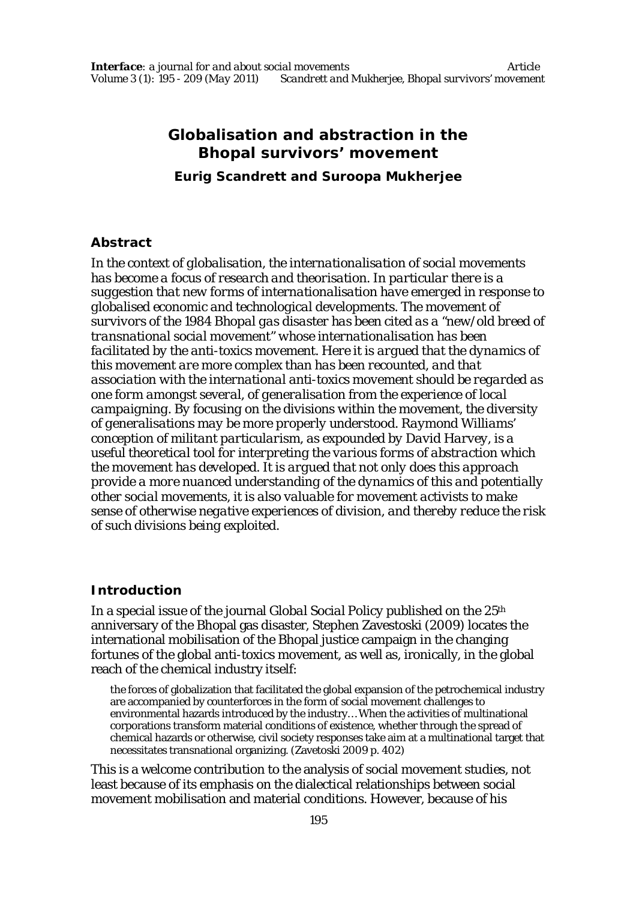# Globalisation and abstraction in the Bhopal survivors' movement

**Eurig Scandrett and Suroopa Mukherjee**

## Abstract

*In the context of globalisation, the internationalisation of social movements has become a focus of research and theorisation. In particular there is a suggestion that new forms of internationalisation have emerged in response to globalised economic and technological developments. The movement of survivors of the 1984 Bhopal gas disaster has been cited as a "new/old breed of transnational social movement" whose internationalisation has been facilitated by the anti-toxics movement. Here it is argued that the dynamics of this movement are more complex than has been recounted, and that association with the international anti-toxics movement should be regarded as one form amongst several, of generalisation from the experience of local campaigning. By focusing on the divisions within the movement, the diversity of generalisations may be more properly understood. Raymond Williams' conception of militant particularism, as expounded by David Harvey, is a useful theoretical tool for interpreting the various forms of abstraction which the movement has developed. It is argued that not only does this approach provide a more nuanced understanding of the dynamics of this and potentially other social movements, it is also valuable for movement activists to make sense of otherwise negative experiences of division, and thereby reduce the risk of such divisions being exploited.*

## Introduction

In a special issue of the journal *Global Social Policy* published on the 25th anniversary of the Bhopal gas disaster, Stephen Zavestoski (2009) locates the international mobilisation of the Bhopal justice campaign in the changing fortunes of the global anti-toxics movement, as well as, ironically, in the global reach of the chemical industry itself:

> the forces of globalization that facilitated the global expansion of the petrochemical industry are accompanied by counterforces in the form of social movement challenges to environmental hazards introduced by the industry… When the activities of multinational corporations transform material conditions of existence, whether through the spread of chemical hazards or otherwise, civil society responses take aim at a multinational target that necessitates transnational organizing. (Zavetoski 2009 p. 402)

This is a welcome contribution to the analysis of social movement studies, not least because of its emphasis on the dialectical relationships between social movement mobilisation and material conditions. However, because of his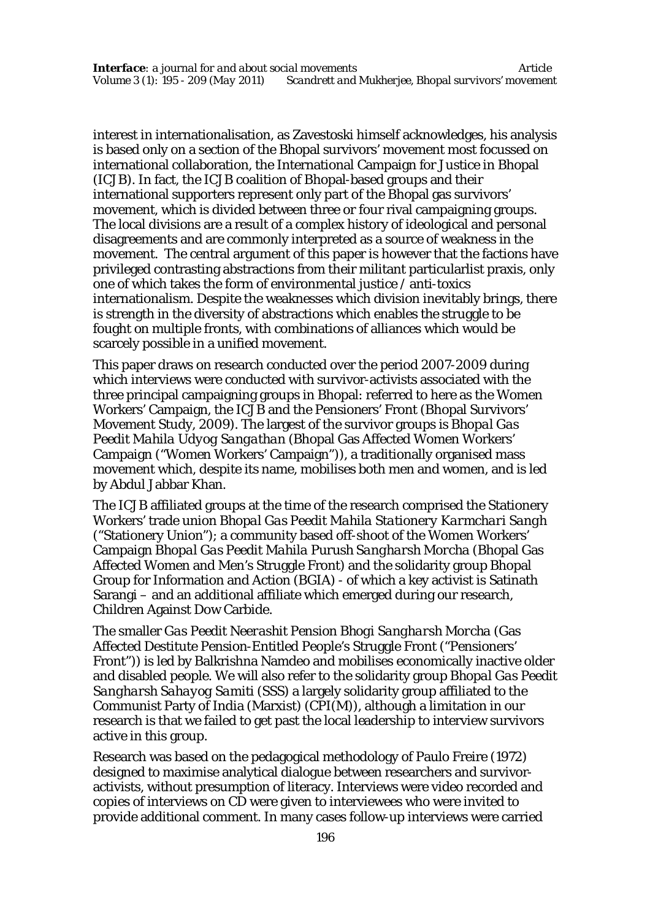interest in internationalisation, as Zavestoski himself acknowledges, his analysis is based only on a section of the Bhopal survivors' movement most focussed on international collaboration, the International Campaign for Justice in Bhopal (ICJB). In fact, the ICJB coalition of Bhopal-based groups and their international supporters represent only part of the Bhopal gas survivors' movement, which is divided between three or four rival campaigning groups. The local divisions are a result of a complex history of ideological and personal disagreements and are commonly interpreted as a source of weakness in the movement. The central argument of this paper is however that the factions have privileged contrasting abstractions from their militant particularlist praxis, only one of which takes the form of environmental justice / anti-toxics internationalism. Despite the weaknesses which division inevitably brings, there is strength in the diversity of abstractions which enables the struggle to be fought on multiple fronts, with combinations of alliances which would be scarcely possible in a unified movement.

This paper draws on research conducted over the period 2007-2009 during which interviews were conducted with survivor-activists associated with the three principal campaigning groups in Bhopal: referred to here as the Women Workers' Campaign, the ICJB and the Pensioners' Front (Bhopal Survivors' Movement Study, 2009). The largest of the survivor groups is *Bhopal Gas Peedit Mahila Udyog Sangathan* (Bhopal Gas Affected Women Workers' Campaign ("Women Workers' Campaign")), a traditionally organised mass movement which, despite its name, mobilises both men and women, and is led by Abdul Jabbar Khan.

The ICJB affiliated groups at the time of the research comprised the Stationery Workers' trade union *Bhopal Gas Peedit Mahila Stationery Karmchari Sangh* ("Stationery Union"); a community based off-shoot of the Women Workers' Campaign *Bhopal Gas Peedit Mahila Purush Sangharsh Morcha* (Bhopal Gas Affected Women and Men's Struggle Front) and the solidarity group Bhopal Group for Information and Action (BGIA) - of which a key activist is Satinath Sarangi – and an additional affiliate which emerged during our research, Children Against Dow Carbide.

The smaller *Gas Peedit Neerashit Pension Bhogi Sangharsh Morcha* (Gas Affected Destitute Pension-Entitled People's Struggle Front ("Pensioners' Front")) is led by Balkrishna Namdeo and mobilises economically inactive older and disabled people. We will also refer to the solidarity group *Bhopal Gas Peedit Sangharsh Sahayog Samiti* (SSS) a largely solidarity group affiliated to the Communist Party of India (Marxist) (CPI(M)), although a limitation in our research is that we failed to get past the local leadership to interview survivors active in this group.

Research was based on the pedagogical methodology of Paulo Freire (1972) designed to maximise analytical dialogue between researchers and survivor-activists, without presumption of literacy. Interviews were video recorded and copies of interviews on CD were given to interviewees who were invited to provide additional comment. In many cases follow-up interviews were carried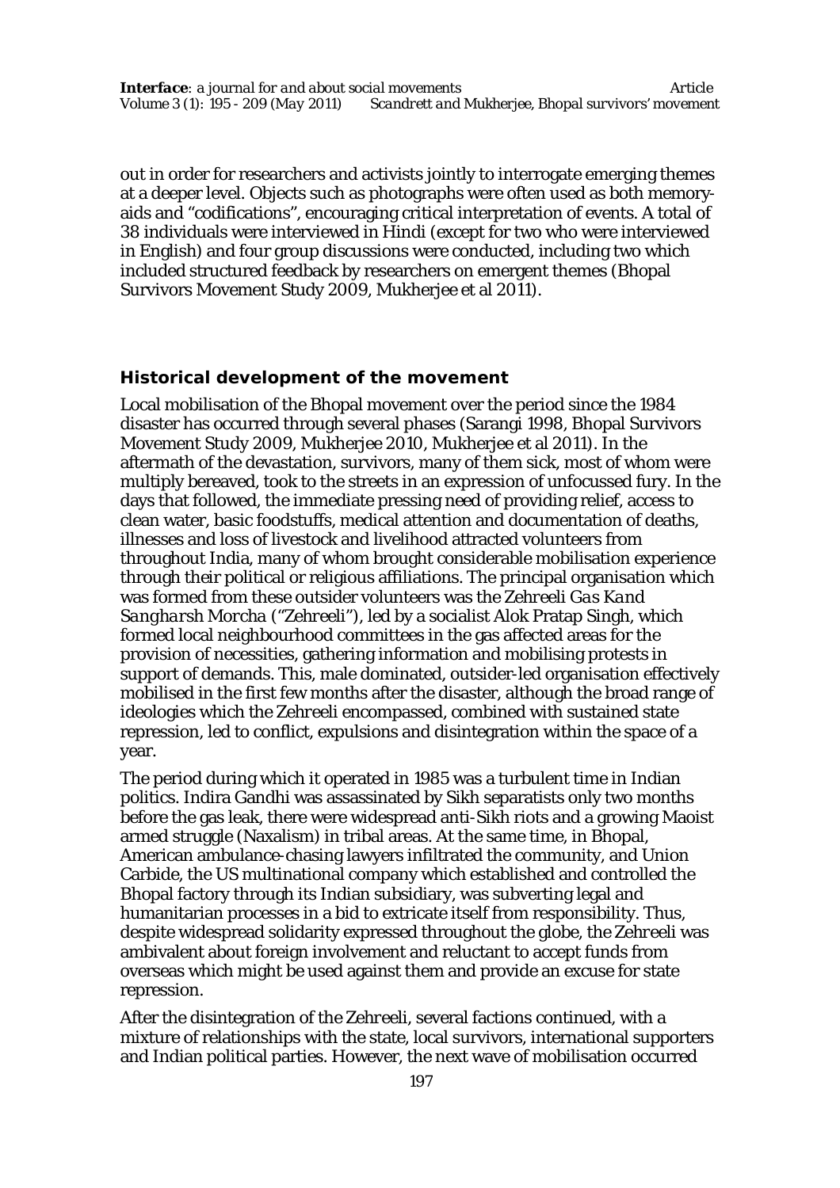out in order for researchers and activists jointly to interrogate emerging themes at a deeper level. Objects such as photographs were often used as both memory-aids and "codifications", encouraging critical interpretation of events. A total of 38 individuals were interviewed in Hindi (except for two who were interviewed in English) and four group discussions were conducted, including two which included structured feedback by researchers on emergent themes (Bhopal Survivors Movement Study 2009, Mukherjee et al 2011).

## Historical development of the movement

Local mobilisation of the Bhopal movement over the period since the 1984 disaster has occurred through several phases (Sarangi 1998, Bhopal Survivors Movement Study 2009, Mukherjee 2010, Mukherjee et al 2011). In the aftermath of the devastation, survivors, many of them sick, most of whom were multiply bereaved, took to the streets in an expression of unfocussed fury. In the days that followed, the immediate pressing need of providing relief, access to clean water, basic foodstuffs, medical attention and documentation of deaths, illnesses and loss of livestock and livelihood attracted volunteers from throughout India, many of whom brought considerable mobilisation experience through their political or religious affiliations. The principal organisation which was formed from these outsider volunteers was the *Zehreeli Gas Kand Sangharsh Morcha* ("Zehreeli"), led by a socialist Alok Pratap Singh, which formed local neighbourhood committees in the gas affected areas for the provision of necessities, gathering information and mobilising protests in support of demands. This, male dominated, outsider-led organisation effectively mobilised in the first few months after the disaster, although the broad range of ideologies which the Zehreeli encompassed, combined with sustained state repression, led to conflict, expulsions and disintegration within the space of a year.

The period during which it operated in 1985 was a turbulent time in Indian politics. Indira Gandhi was assassinated by Sikh separatists only two months before the gas leak, there were widespread anti-Sikh riots and a growing Maoist armed struggle (Naxalism) in tribal areas. At the same time, in Bhopal, American ambulance-chasing lawyers infiltrated the community, and Union Carbide, the US multinational company which established and controlled the Bhopal factory through its Indian subsidiary, was subverting legal and humanitarian processes in a bid to extricate itself from responsibility. Thus, despite widespread solidarity expressed throughout the globe, the *Zehreeli* was ambivalent about foreign involvement and reluctant to accept funds from overseas which might be used against them and provide an excuse for state repression.

After the disintegration of the Zehreeli, several factions continued, with a mixture of relationships with the state, local survivors, international supporters and Indian political parties. However, the next wave of mobilisation occurred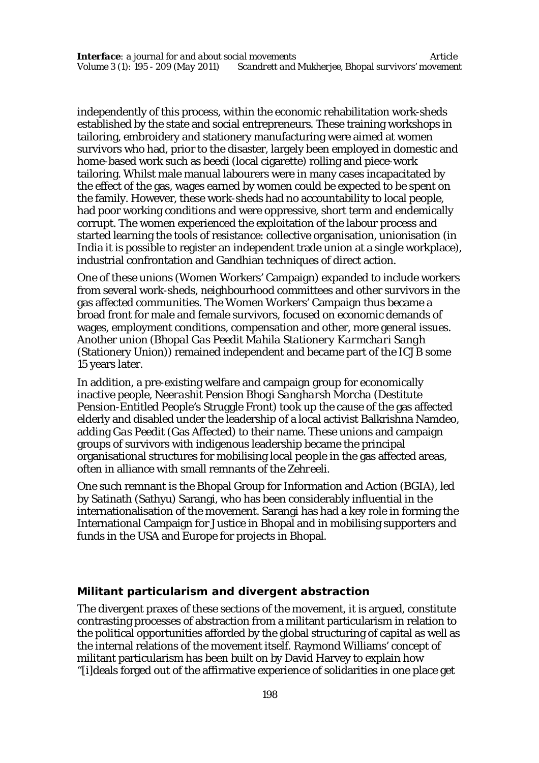independently of this process, within the economic rehabilitation work-sheds established by the state and social entrepreneurs. These training workshops in tailoring, embroidery and stationery manufacturing were aimed at women survivors who had, prior to the disaster, largely been employed in domestic and home-based work such as beedi (local cigarette) rolling and piece-work tailoring. Whilst male manual labourers were in many cases incapacitated by the effect of the gas, wages earned by women could be expected to be spent on the family. However, these work-sheds had no accountability to local people, had poor working conditions and were oppressive, short term and endemically corrupt. The women experienced the exploitation of the labour process and started learning the tools of resistance: collective organisation, unionisation (in India it is possible to register an independent trade union at a single workplace), industrial confrontation and Gandhian techniques of direct action.

One of these unions (Women Workers' Campaign) expanded to include workers from several work-sheds, neighbourhood committees and other survivors in the gas affected communities. The Women Workers' Campaign thus became a broad front for male and female survivors, focused on economic demands of wages, employment conditions, compensation and other, more general issues. Another union (*Bhopal Gas Peedit Mahila Stationery Karmchari Sangh* (Stationery Union)) remained independent and became part of the ICJB some 15 years later.

In addition, a pre-existing welfare and campaign group for economically inactive people, *Neerashit Pension Bhogi Sangharsh Morcha* (Destitute Pension-Entitled People's Struggle Front) took up the cause of the gas affected elderly and disabled under the leadership of a local activist Balkrishna Namdeo, adding *Gas Peedit* (Gas Affected) to their name. These unions and campaign groups of survivors with indigenous leadership became the principal organisational structures for mobilising local people in the gas affected areas, often in alliance with small remnants of the *Zehreeli*.

One such remnant is the Bhopal Group for Information and Action (BGIA), led by Satinath (Sathyu) Sarangi, who has been considerably influential in the internationalisation of the movement. Sarangi has had a key role in forming the International Campaign for Justice in Bhopal and in mobilising supporters and funds in the USA and Europe for projects in Bhopal.

## Militant particularism and divergent abstraction

The divergent praxes of these sections of the movement, it is argued, constitute contrasting processes of abstraction from a militant particularism in relation to the political opportunities afforded by the global structuring of capital as well as the internal relations of the movement itself. Raymond Williams' concept of militant particularism has been built on by David Harvey to explain how "[i]deals forged out of the affirmative experience of solidarities in one place get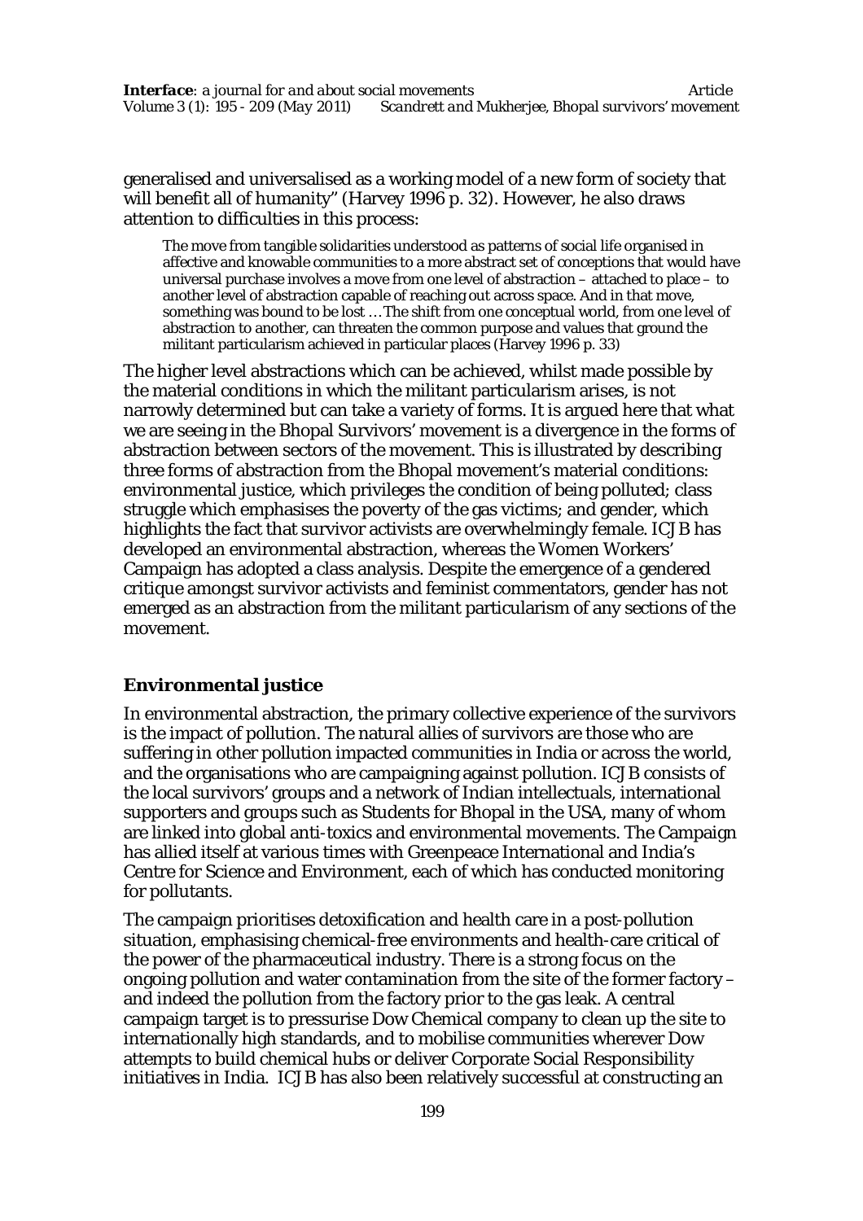generalised and universalised as a working model of a new form of society that will benefit all of humanity" (Harvey 1996 p. 32). However, he also draws attention to difficulties in this process:

> The move from tangible solidarities understood as patterns of social life organised in affective and knowable communities to a more abstract set of conceptions that would have universal purchase involves a move from one level of abstraction – attached to place – to another level of abstraction capable of reaching out across space. And in that move, something was bound to be lost … The shift from one conceptual world, from one level of abstraction to another, can threaten the common purpose and values that ground the militant particularism achieved in particular places (Harvey 1996 p. 33)

The higher level abstractions which can be achieved, whilst made possible by the material conditions in which the militant particularism arises, is not narrowly determined but can take a variety of forms. It is argued here that what we are seeing in the Bhopal Survivors' movement is a divergence in the forms of abstraction between sectors of the movement. This is illustrated by describing three forms of abstraction from the Bhopal movement's material conditions: environmental justice, which privileges the condition of being polluted; class struggle which emphasises the poverty of the gas victims; and gender, which highlights the fact that survivor activists are overwhelmingly female. ICJB has developed an environmental abstraction, whereas the Women Workers' Campaign has adopted a class analysis. Despite the emergence of a gendered critique amongst survivor activists and feminist commentators, gender has not emerged as an abstraction from the militant particularism of any sections of the movement.

## Environmental justice

In environmental abstraction, the primary collective experience of the survivors is the impact of pollution. The natural allies of survivors are those who are suffering in other pollution impacted communities in India or across the world, and the organisations who are campaigning against pollution. ICJB consists of the local survivors' groups and a network of Indian intellectuals, international supporters and groups such as Students for Bhopal in the USA, many of whom are linked into global anti-toxics and environmental movements. The Campaign has allied itself at various times with Greenpeace International and India's Centre for Science and Environment, each of which has conducted monitoring for pollutants.

The campaign prioritises detoxification and health care in a post-pollution situation, emphasising chemical-free environments and health-care critical of the power of the pharmaceutical industry. There is a strong focus on the ongoing pollution and water contamination from the site of the former factory – and indeed the pollution from the factory prior to the gas leak. A central campaign target is to pressurise Dow Chemical company to clean up the site to internationally high standards, and to mobilise communities wherever Dow attempts to build chemical hubs or deliver Corporate Social Responsibility initiatives in India. ICJB has also been relatively successful at constructing an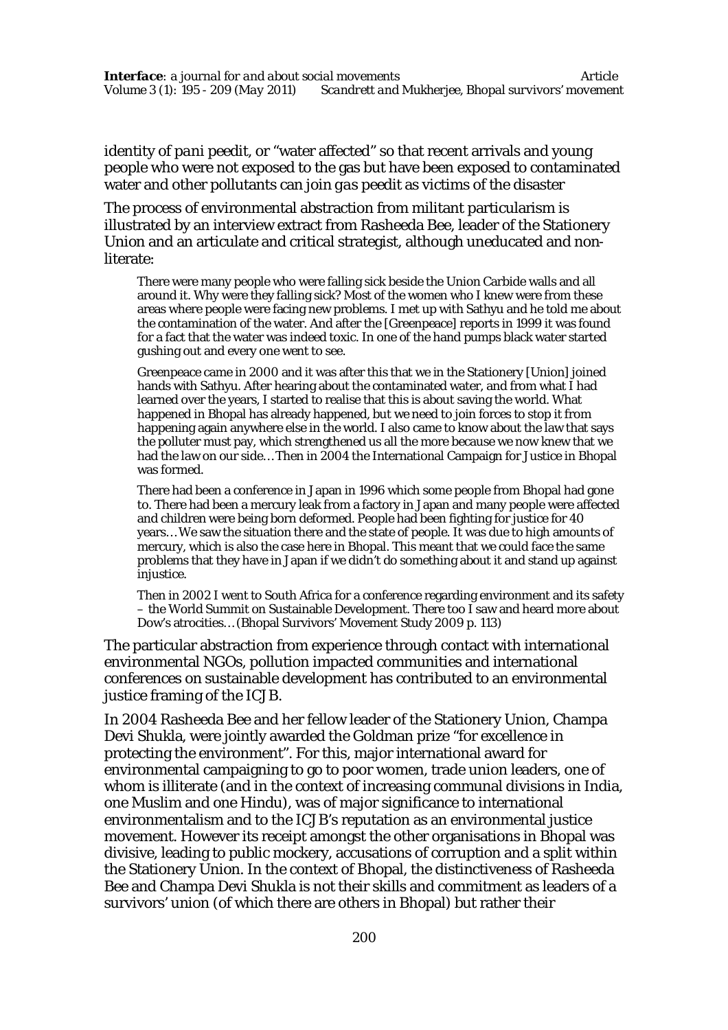identity of *pani peedit*, or "water affected" so that recent arrivals and young people who were not exposed to the gas but have been exposed to contaminated water and other pollutants can join *gas peedit* as victims of the disaster

The process of environmental abstraction from militant particularism is illustrated by an interview extract from Rasheeda Bee, leader of the Stationery Union and an articulate and critical strategist, although uneducated and non-literate:

> There were many people who were falling sick beside the Union Carbide walls and all around it. Why were they falling sick? Most of the women who I knew were from these areas where people were facing new problems. I met up with Sathyu and he told me about the contamination of the water. And after the [Greenpeace] reports in 1999 it was found for a fact that the water was indeed toxic. In one of the hand pumps black water started gushing out and every one went to see.
>
> Greenpeace came in 2000 and it was after this that we in the Stationery [Union] joined hands with Sathyu. After hearing about the contaminated water, and from what I had learned over the years, I started to realise that this is about saving the world. What happened in Bhopal has already happened, but we need to join forces to stop it from happening again anywhere else in the world. I also came to know about the law that says the polluter must pay, which strengthened us all the more because we now knew that we had the law on our side… Then in 2004 the International Campaign for Justice in Bhopal was formed.
>
> There had been a conference in Japan in 1996 which some people from Bhopal had gone to. There had been a mercury leak from a factory in Japan and many people were affected and children were being born deformed. People had been fighting for justice for 40 years… We saw the situation there and the state of people. It was due to high amounts of mercury, which is also the case here in Bhopal. This meant that we could face the same problems that they have in Japan if we didn't do something about it and stand up against injustice.
>
> Then in 2002 I went to South Africa for a conference regarding environment and its safety – the World Summit on Sustainable Development. There too I saw and heard more about Dow's atrocities… (Bhopal Survivors' Movement Study 2009 p. 113)

The particular abstraction from experience through contact with international environmental NGOs, pollution impacted communities and international conferences on sustainable development has contributed to an environmental justice framing of the ICJB.

In 2004 Rasheeda Bee and her fellow leader of the Stationery Union, Champa Devi Shukla, were jointly awarded the Goldman prize "for excellence in protecting the environment". For this, major international award for environmental campaigning to go to poor women, trade union leaders, one of whom is illiterate (and in the context of increasing communal divisions in India, one Muslim and one Hindu), was of major significance to international environmentalism and to the ICJB's reputation as an environmental justice movement. However its receipt amongst the other organisations in Bhopal was divisive, leading to public mockery, accusations of corruption and a split within the Stationery Union. In the context of Bhopal, the distinctiveness of Rasheeda Bee and Champa Devi Shukla is not their skills and commitment as leaders of a survivors' union (of which there are others in Bhopal) but rather their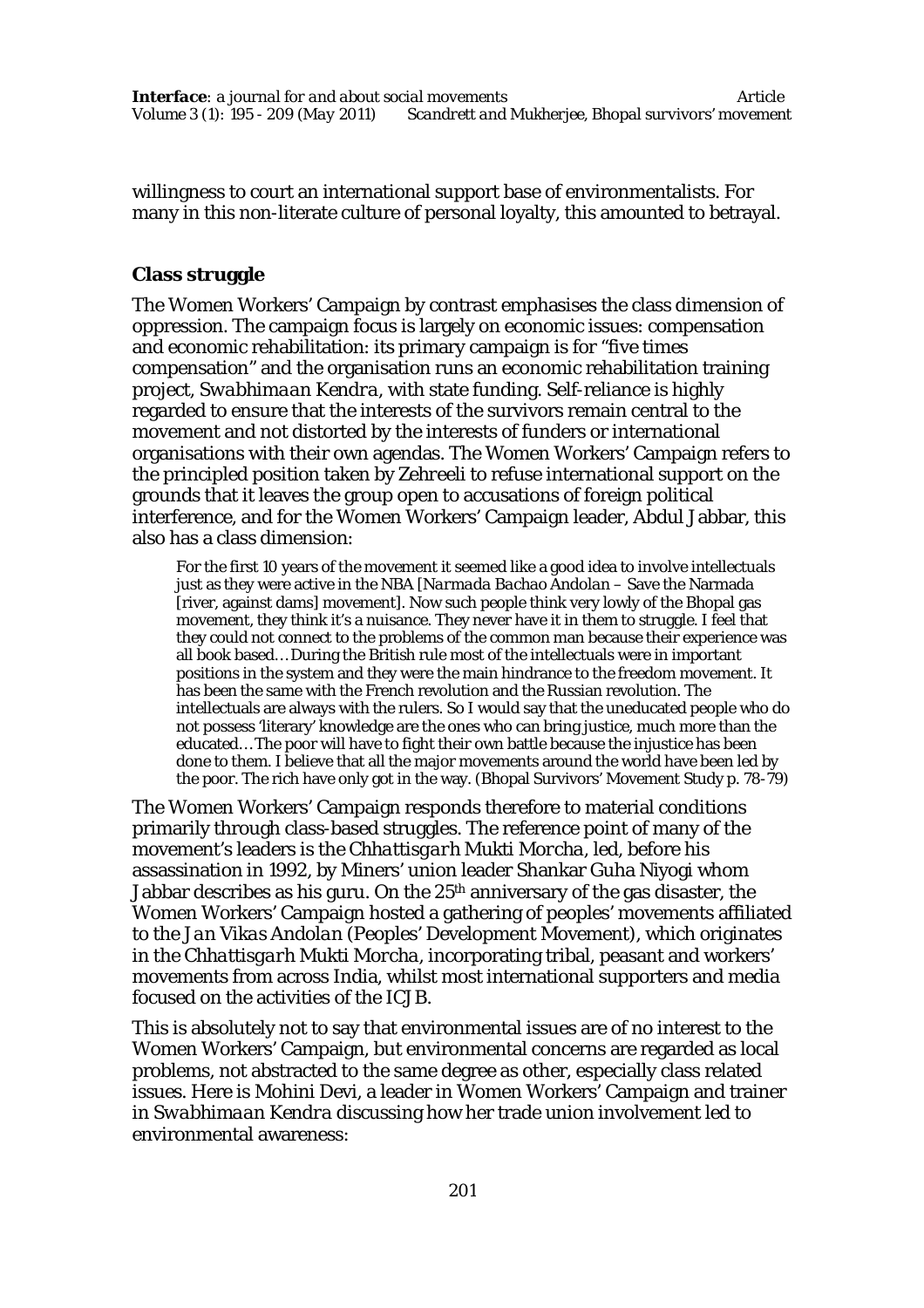willingness to court an international support base of environmentalists. For many in this non-literate culture of personal loyalty, this amounted to betrayal.

## Class struggle

The Women Workers' Campaign by contrast emphasises the class dimension of oppression. The campaign focus is largely on economic issues: compensation and economic rehabilitation: its primary campaign is for "five times compensation" and the organisation runs an economic rehabilitation training project, *Swabhimaan Kendra*, with state funding. Self-reliance is highly regarded to ensure that the interests of the survivors remain central to the movement and not distorted by the interests of funders or international organisations with their own agendas. The Women Workers' Campaign refers to the principled position taken by Zehreeli to refuse international support on the grounds that it leaves the group open to accusations of foreign political interference, and for the Women Workers' Campaign leader, Abdul Jabbar, this also has a class dimension:

> For the first 10 years of the movement it seemed like a good idea to involve intellectuals just as they were active in the NBA [*Narmada Bachao Andolan* – Save the Narmada [river, against dams] movement]. Now such people think very lowly of the Bhopal gas movement, they think it's a nuisance. They never have it in them to struggle. I feel that they could not connect to the problems of the common man because their experience was all book based… During the British rule most of the intellectuals were in important positions in the system and they were the main hindrance to the freedom movement. It has been the same with the French revolution and the Russian revolution. The intellectuals are always with the rulers. So I would say that the uneducated people who do not possess 'literary' knowledge are the ones who can bring justice, much more than the educated… The poor will have to fight their own battle because the injustice has been done to them. I believe that all the major movements around the world have been led by the poor. The rich have only got in the way. (Bhopal Survivors' Movement Study p. 78-79)

The Women Workers' Campaign responds therefore to material conditions primarily through class-based struggles. The reference point of many of the movement's leaders is the *Chhattisgarh Mukti Morcha*, led, before his assassination in 1992, by Miners' union leader Shankar Guha Niyogi whom Jabbar describes as his guru. On the 25th anniversary of the gas disaster, the Women Workers' Campaign hosted a gathering of peoples' movements affiliated to the *Jan Vikas Andolan* (Peoples' Development Movement), which originates in the *Chhattisgarh Mukti Morcha*, incorporating tribal, peasant and workers' movements from across India, whilst most international supporters and media focused on the activities of the ICJB.

This is absolutely not to say that environmental issues are of no interest to the Women Workers' Campaign, but environmental concerns are regarded as local problems, not abstracted to the same degree as other, especially class related issues. Here is Mohini Devi, a leader in Women Workers' Campaign and trainer in *Swabhimaan Kendra* discussing how her trade union involvement led to environmental awareness: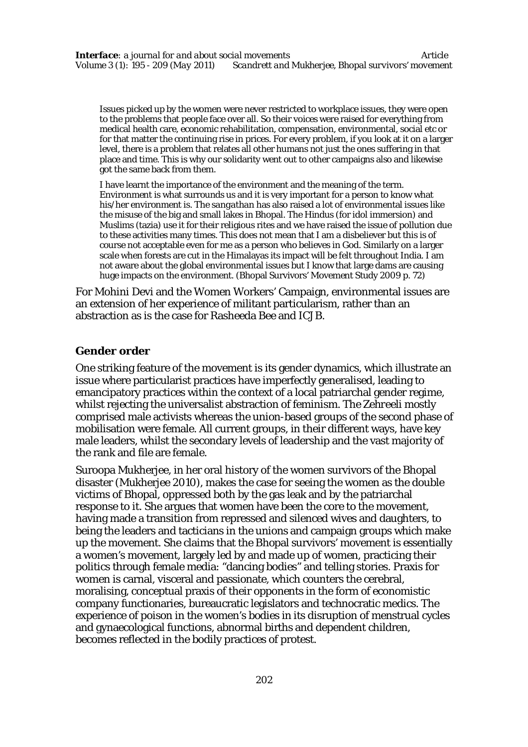> Issues picked up by the women were never restricted to workplace issues, they were open to the problems that people face over all. So their voices were raised for everything from medical health care, economic rehabilitation, compensation, environmental, social etc or for that matter the continuing rise in prices. For every problem, if you look at it on a larger level, there is a problem that relates all other humans not just the ones suffering in that place and time. This is why our solidarity went out to other campaigns also and likewise got the same back from them.
>
> I have learnt the importance of the environment and the meaning of the term. Environment is what surrounds us and it is very important for a person to know what his/her environment is. The *sangathan* has also raised a lot of environmental issues like the misuse of the big and small lakes in Bhopal. The Hindus (for idol immersion) and Muslims (tazia) use it for their religious rites and we have raised the issue of pollution due to these activities many times. This does not mean that I am a disbeliever but this is of course not acceptable even for me as a person who believes in God. Similarly on a larger scale when forests are cut in the Himalayas its impact will be felt throughout India. I am not aware about the global environmental issues but I know that large dams are causing huge impacts on the environment. (Bhopal Survivors' Movement Study 2009 p. 72)

For Mohini Devi and the Women Workers' Campaign, environmental issues are an extension of her experience of militant particularism, rather than an abstraction as is the case for Rasheeda Bee and ICJB.

### Gender order

One striking feature of the movement is its gender dynamics, which illustrate an issue where particularist practices have imperfectly generalised, leading to emancipatory practices within the context of a local patriarchal gender regime, whilst rejecting the universalist abstraction of feminism. The Zehreeli mostly comprised male activists whereas the union-based groups of the second phase of mobilisation were female. All current groups, in their different ways, have key male leaders, whilst the secondary levels of leadership and the vast majority of the rank and file are female.

Suroopa Mukherjee, in her oral history of the women survivors of the Bhopal disaster (Mukherjee 2010), makes the case for seeing the women as the double victims of Bhopal, oppressed both by the gas leak and by the patriarchal response to it. She argues that women have been the core to the movement, having made a transition from repressed and silenced wives and daughters, to being the leaders and tacticians in the unions and campaign groups which make up the movement. She claims that the Bhopal survivors' movement is essentially a women's movement, largely led by and made up of women, practicing their politics through female media: "dancing bodies" and telling stories. Praxis for women is carnal, visceral and passionate, which counters the cerebral, moralising, conceptual praxis of their opponents in the form of economistic company functionaries, bureaucratic legislators and technocratic medics. The experience of poison in the women's bodies in its disruption of menstrual cycles and gynaecological functions, abnormal births and dependent children, becomes reflected in the bodily practices of protest.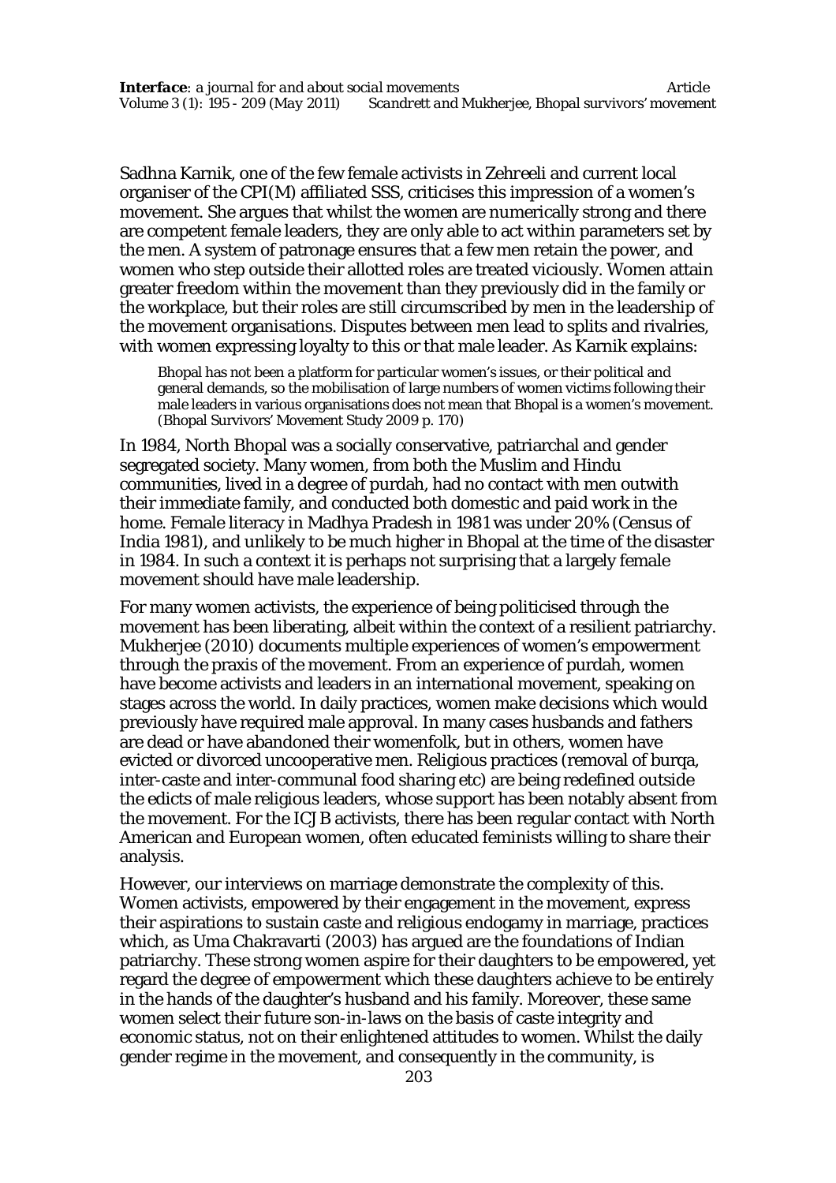Sadhna Karnik, one of the few female activists in Zehreeli and current local organiser of the CPI(M) affiliated SSS, criticises this impression of a women's movement. She argues that whilst the women are numerically strong and there are competent female leaders, they are only able to act within parameters set by the men. A system of patronage ensures that a few men retain the power, and women who step outside their allotted roles are treated viciously. Women attain greater freedom within the movement than they previously did in the family or the workplace, but their roles are still circumscribed by men in the leadership of the movement organisations. Disputes between men lead to splits and rivalries, with women expressing loyalty to this or that male leader. As Karnik explains:

> Bhopal has not been a platform for particular women's issues, or their political and general demands, so the mobilisation of large numbers of women victims following their male leaders in various organisations does not mean that Bhopal is a women's movement. (Bhopal Survivors' Movement Study 2009 p. 170)

In 1984, North Bhopal was a socially conservative, patriarchal and gender segregated society. Many women, from both the Muslim and Hindu communities, lived in a degree of purdah, had no contact with men outwith their immediate family, and conducted both domestic and paid work in the home. Female literacy in Madhya Pradesh in 1981 was under 20% (Census of India 1981), and unlikely to be much higher in Bhopal at the time of the disaster in 1984. In such a context it is perhaps not surprising that a largely female movement should have male leadership.

For many women activists, the experience of being politicised through the movement has been liberating, albeit within the context of a resilient patriarchy. Mukherjee (2010) documents multiple experiences of women's empowerment through the praxis of the movement. From an experience of purdah, women have become activists and leaders in an international movement, speaking on stages across the world. In daily practices, women make decisions which would previously have required male approval. In many cases husbands and fathers are dead or have abandoned their womenfolk, but in others, women have evicted or divorced uncooperative men. Religious practices (removal of burqa, inter-caste and inter-communal food sharing etc) are being redefined outside the edicts of male religious leaders, whose support has been notably absent from the movement. For the ICJB activists, there has been regular contact with North American and European women, often educated feminists willing to share their analysis.

However, our interviews on marriage demonstrate the complexity of this. Women activists, empowered by their engagement in the movement, express their aspirations to sustain caste and religious endogamy in marriage, practices which, as Uma Chakravarti (2003) has argued are the foundations of Indian patriarchy. These strong women aspire for their daughters to be empowered, yet regard the degree of empowerment which these daughters achieve to be entirely in the hands of the daughter's husband and his family. Moreover, these same women select their future son-in-laws on the basis of caste integrity and economic status, not on their enlightened attitudes to women. Whilst the daily gender regime in the movement, and consequently in the community, is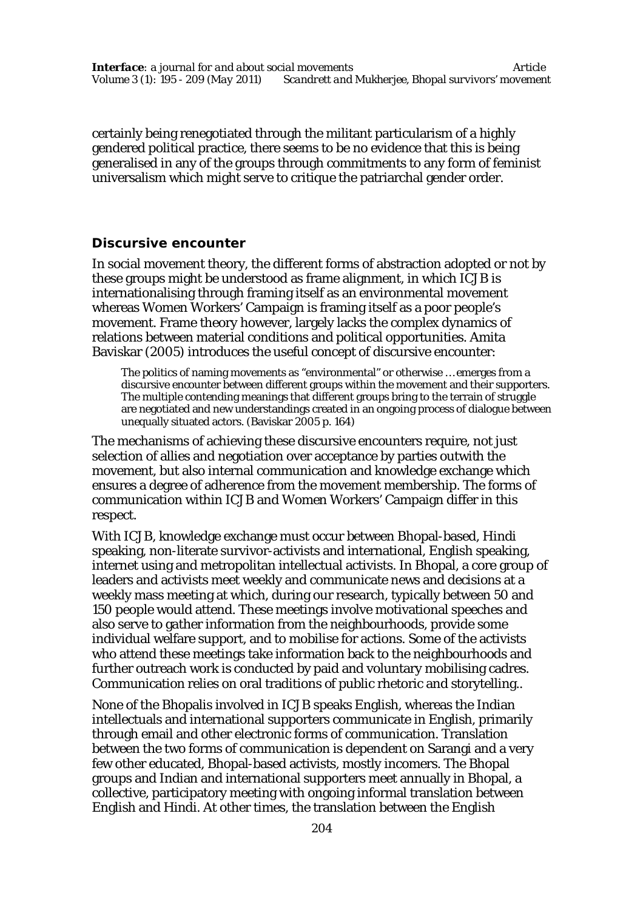certainly being renegotiated through the militant particularism of a highly gendered political practice, there seems to be no evidence that this is being generalised in any of the groups through commitments to any form of feminist universalism which might serve to critique the patriarchal gender order.

## Discursive encounter

In social movement theory, the different forms of abstraction adopted or not by these groups might be understood as frame alignment, in which ICJB is internationalising through framing itself as an environmental movement whereas Women Workers' Campaign is framing itself as a poor people's movement. Frame theory however, largely lacks the complex dynamics of relations between material conditions and political opportunities. Amita Baviskar (2005) introduces the useful concept of discursive encounter:

> The politics of naming movements as "environmental" or otherwise … emerges from a discursive encounter between different groups within the movement and their supporters. The multiple contending meanings that different groups bring to the terrain of struggle are negotiated and new understandings created in an ongoing process of dialogue between unequally situated actors. (Baviskar 2005 p. 164)

The mechanisms of achieving these discursive encounters require, not just selection of allies and negotiation over acceptance by parties outwith the movement, but also internal communication and knowledge exchange which ensures a degree of adherence from the movement membership. The forms of communication within ICJB and Women Workers' Campaign differ in this respect.

With ICJB, knowledge exchange must occur between Bhopal-based, Hindi speaking, non-literate survivor-activists and international, English speaking, internet using and metropolitan intellectual activists. In Bhopal, a core group of leaders and activists meet weekly and communicate news and decisions at a weekly mass meeting at which, during our research, typically between 50 and 150 people would attend. These meetings involve motivational speeches and also serve to gather information from the neighbourhoods, provide some individual welfare support, and to mobilise for actions. Some of the activists who attend these meetings take information back to the neighbourhoods and further outreach work is conducted by paid and voluntary mobilising cadres. Communication relies on oral traditions of public rhetoric and storytelling..

None of the Bhopalis involved in ICJB speaks English, whereas the Indian intellectuals and international supporters communicate in English, primarily through email and other electronic forms of communication. Translation between the two forms of communication is dependent on Sarangi and a very few other educated, Bhopal-based activists, mostly incomers. The Bhopal groups and Indian and international supporters meet annually in Bhopal, a collective, participatory meeting with ongoing informal translation between English and Hindi. At other times, the translation between the English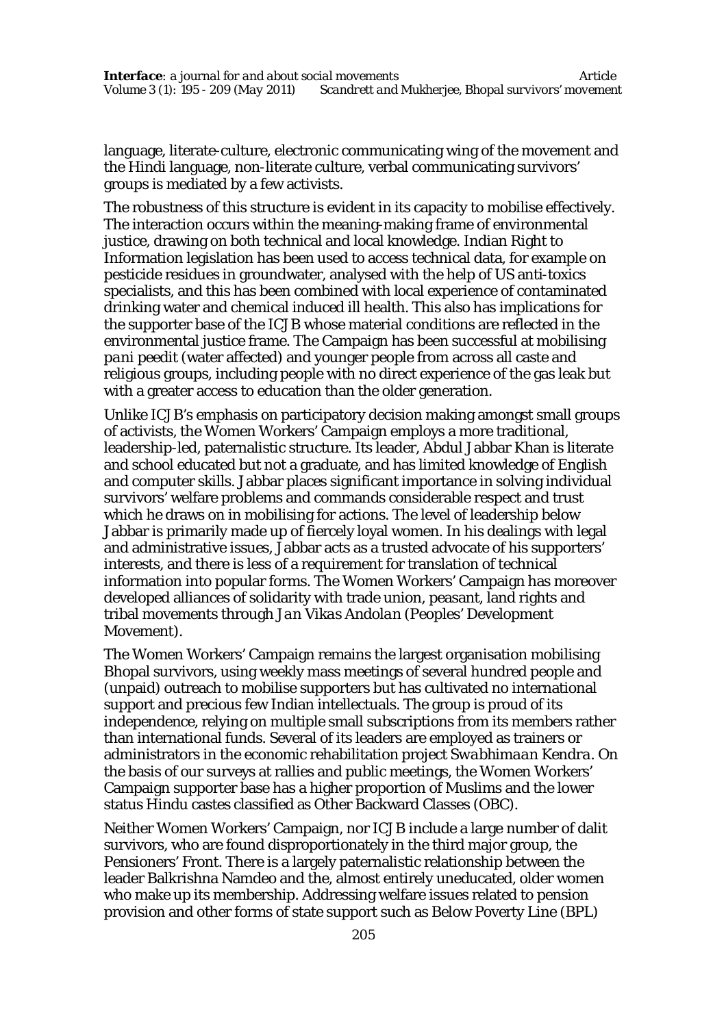language, literate-culture, electronic communicating wing of the movement and the Hindi language, non-literate culture, verbal communicating survivors' groups is mediated by a few activists.

The robustness of this structure is evident in its capacity to mobilise effectively. The interaction occurs within the meaning-making frame of environmental justice, drawing on both technical and local knowledge. Indian Right to Information legislation has been used to access technical data, for example on pesticide residues in groundwater, analysed with the help of US anti-toxics specialists, and this has been combined with local experience of contaminated drinking water and chemical induced ill health. This also has implications for the supporter base of the ICJB whose material conditions are reflected in the environmental justice frame. The Campaign has been successful at mobilising *pani peedit* (water affected) and younger people from across all caste and religious groups, including people with no direct experience of the gas leak but with a greater access to education than the older generation.

Unlike ICJB's emphasis on participatory decision making amongst small groups of activists, the Women Workers' Campaign employs a more traditional, leadership-led, paternalistic structure. Its leader, Abdul Jabbar Khan is literate and school educated but not a graduate, and has limited knowledge of English and computer skills. Jabbar places significant importance in solving individual survivors' welfare problems and commands considerable respect and trust which he draws on in mobilising for actions. The level of leadership below Jabbar is primarily made up of fiercely loyal women. In his dealings with legal and administrative issues, Jabbar acts as a trusted advocate of his supporters' interests, and there is less of a requirement for translation of technical information into popular forms. The Women Workers' Campaign has moreover developed alliances of solidarity with trade union, peasant, land rights and tribal movements through *Jan Vikas Andolan* (Peoples' Development Movement).

The Women Workers' Campaign remains the largest organisation mobilising Bhopal survivors, using weekly mass meetings of several hundred people and (unpaid) outreach to mobilise supporters but has cultivated no international support and precious few Indian intellectuals. The group is proud of its independence, relying on multiple small subscriptions from its members rather than international funds. Several of its leaders are employed as trainers or administrators in the economic rehabilitation project *Swabhimaan Kendra*. On the basis of our surveys at rallies and public meetings, the Women Workers' Campaign supporter base has a higher proportion of Muslims and the lower status Hindu castes classified as Other Backward Classes (OBC).

Neither Women Workers' Campaign, nor ICJB include a large number of dalit survivors, who are found disproportionately in the third major group, the Pensioners' Front. There is a largely paternalistic relationship between the leader Balkrishna Namdeo and the, almost entirely uneducated, older women who make up its membership. Addressing welfare issues related to pension provision and other forms of state support such as Below Poverty Line (BPL)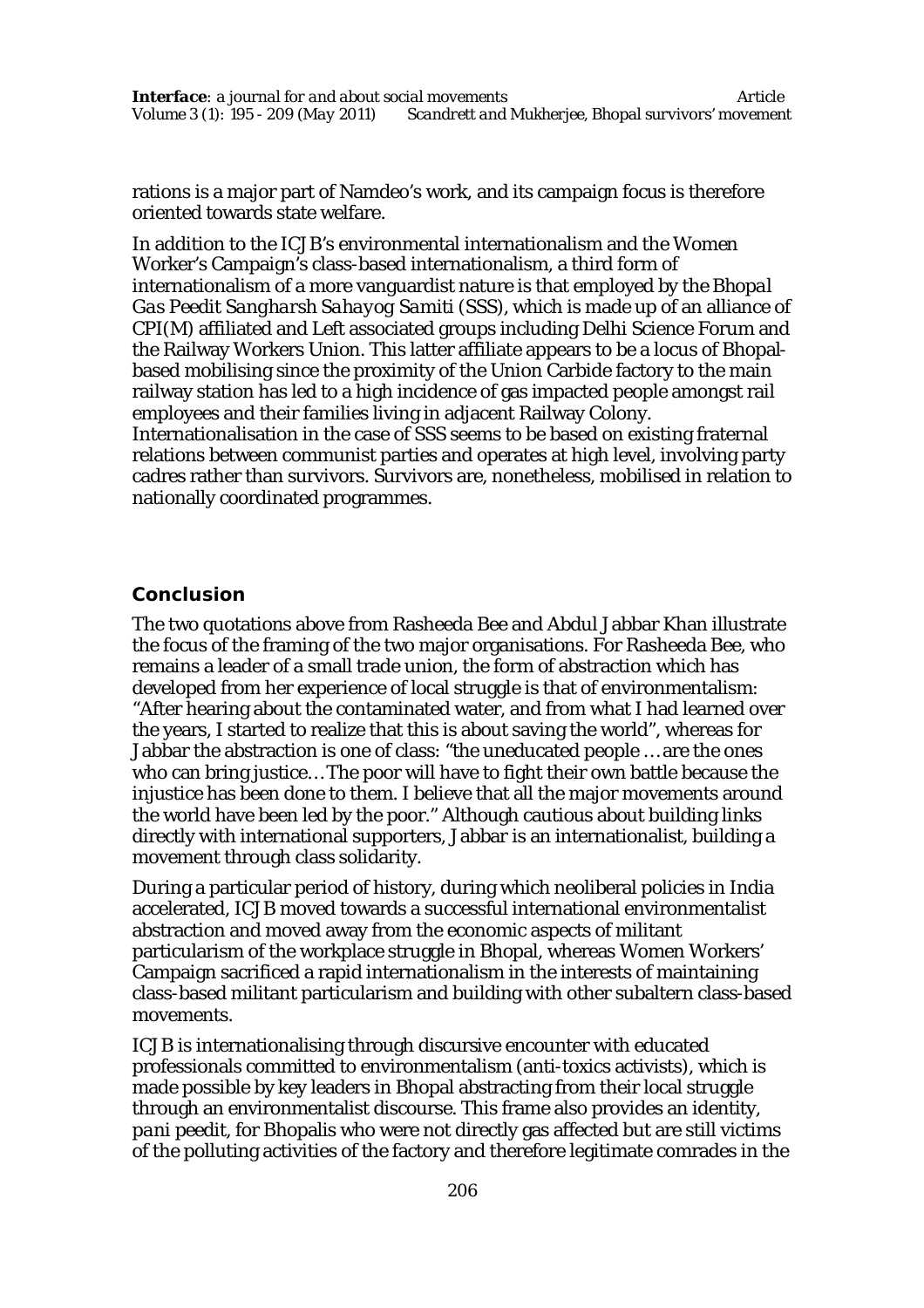rations is a major part of Namdeo's work, and its campaign focus is therefore oriented towards state welfare.

In addition to the ICJB's environmental internationalism and the Women Worker's Campaign's class-based internationalism, a third form of internationalism of a more vanguardist nature is that employed by the *Bhopal Gas Peedit Sangharsh Sahayog Samiti* (SSS), which is made up of an alliance of CPI(M) affiliated and Left associated groups including Delhi Science Forum and the Railway Workers Union. This latter affiliate appears to be a locus of Bhopal-based mobilising since the proximity of the Union Carbide factory to the main railway station has led to a high incidence of gas impacted people amongst rail employees and their families living in adjacent Railway Colony. Internationalisation in the case of SSS seems to be based on existing fraternal relations between communist parties and operates at high level, involving party cadres rather than survivors. Survivors are, nonetheless, mobilised in relation to nationally coordinated programmes.

## Conclusion

The two quotations above from Rasheeda Bee and Abdul Jabbar Khan illustrate the focus of the framing of the two major organisations. For Rasheeda Bee, who remains a leader of a small trade union, the form of abstraction which has developed from her experience of local struggle is that of environmentalism: "After hearing about the contaminated water, and from what I had learned over the years, I started to realize that this is about saving the world", whereas for Jabbar the abstraction is one of class: "the uneducated people … are the ones who can bring justice… The poor will have to fight their own battle because the injustice has been done to them. I believe that all the major movements around the world have been led by the poor." Although cautious about building links directly with international supporters, Jabbar is an internationalist, building a movement through class solidarity.

During a particular period of history, during which neoliberal policies in India accelerated, ICJB moved towards a successful international environmentalist abstraction and moved away from the economic aspects of militant particularism of the workplace struggle in Bhopal, whereas Women Workers' Campaign sacrificed a rapid internationalism in the interests of maintaining class-based militant particularism and building with other subaltern class-based movements.

ICJB is internationalising through discursive encounter with educated professionals committed to environmentalism (anti-toxics activists), which is made possible by key leaders in Bhopal abstracting from their local struggle through an environmentalist discourse. This frame also provides an identity, *pani peedit*, for Bhopalis who were not directly gas affected but are still victims of the polluting activities of the factory and therefore legitimate comrades in the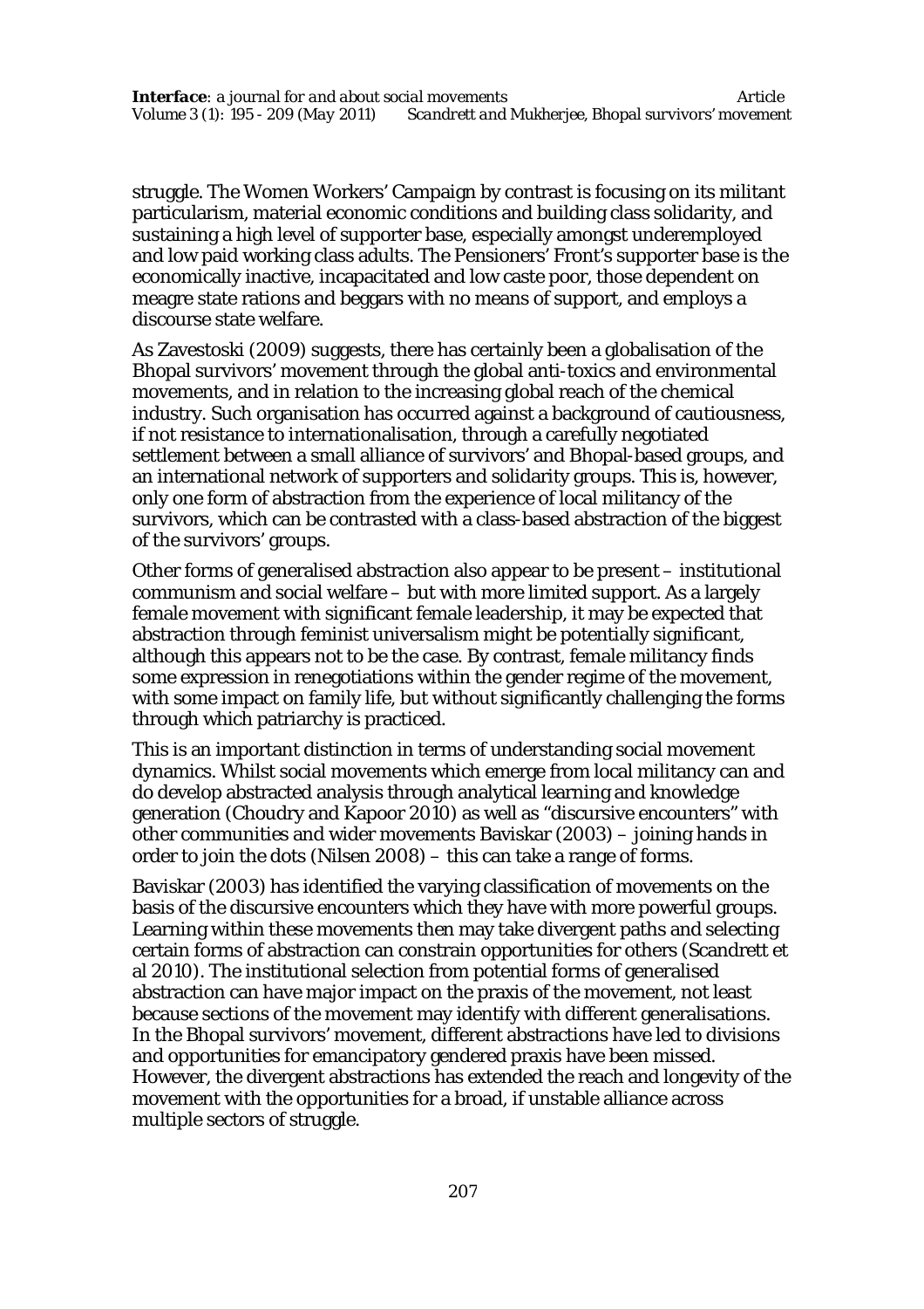struggle. The Women Workers' Campaign by contrast is focusing on its militant particularism, material economic conditions and building class solidarity, and sustaining a high level of supporter base, especially amongst underemployed and low paid working class adults. The Pensioners' Front's supporter base is the economically inactive, incapacitated and low caste poor, those dependent on meagre state rations and beggars with no means of support, and employs a discourse state welfare.

As Zavestoski (2009) suggests, there has certainly been a globalisation of the Bhopal survivors' movement through the global anti-toxics and environmental movements, and in relation to the increasing global reach of the chemical industry. Such organisation has occurred against a background of cautiousness, if not resistance to internationalisation, through a carefully negotiated settlement between a small alliance of survivors' and Bhopal-based groups, and an international network of supporters and solidarity groups. This is, however, only one form of abstraction from the experience of local militancy of the survivors, which can be contrasted with a class-based abstraction of the biggest of the survivors' groups.

Other forms of generalised abstraction also appear to be present – institutional communism and social welfare – but with more limited support. As a largely female movement with significant female leadership, it may be expected that abstraction through feminist universalism might be potentially significant, although this appears not to be the case. By contrast, female militancy finds some expression in renegotiations within the gender regime of the movement, with some impact on family life, but without significantly challenging the forms through which patriarchy is practiced.

This is an important distinction in terms of understanding social movement dynamics. Whilst social movements which emerge from local militancy can and do develop abstracted analysis through analytical learning and knowledge generation (Choudry and Kapoor 2010) as well as "discursive encounters" with other communities and wider movements Baviskar (2003) – joining hands in order to join the dots (Nilsen 2008) – this can take a range of forms.

Baviskar (2003) has identified the varying classification of movements on the basis of the discursive encounters which they have with more powerful groups. Learning within these movements then may take divergent paths and selecting certain forms of abstraction can constrain opportunities for others (Scandrett et al 2010). The institutional selection from potential forms of generalised abstraction can have major impact on the praxis of the movement, not least because sections of the movement may identify with different generalisations. In the Bhopal survivors' movement, different abstractions have led to divisions and opportunities for emancipatory gendered praxis have been missed. However, the divergent abstractions has extended the reach and longevity of the movement with the opportunities for a broad, if unstable alliance across multiple sectors of struggle.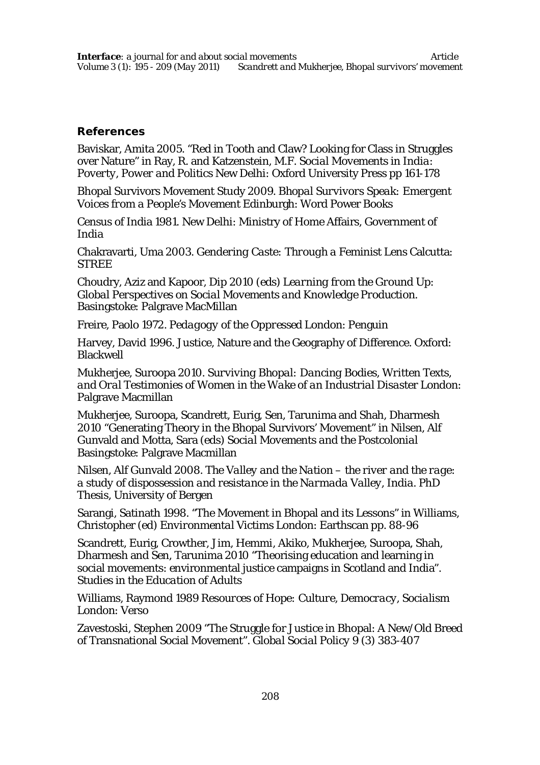## References

Baviskar, Amita 2005. "Red in Tooth and Claw? Looking for Class in Struggles over Nature" in Ray, R. and Katzenstein, M.F. *Social Movements in India: Poverty, Power and Politics* New Delhi: Oxford University Press pp 161-178

Bhopal Survivors Movement Study 2009. *Bhopal Survivors Speak: Emergent Voices from a People's Movement* Edinburgh: Word Power Books

Census of India 1981. New Delhi: Ministry of Home Affairs, Government of India

Chakravarti, Uma 2003. *Gendering Caste: Through a Feminist Lens* Calcutta: STREE

Choudry, Aziz and Kapoor, Dip 2010 (eds) *Learning from the Ground Up: Global Perspectives on Social Movements and Knowledge Production*. Basingstoke: Palgrave MacMillan

Freire, Paolo 1972. *Pedagogy of the Oppressed* London: Penguin

Harvey, David 1996. Justice, Nature and the Geography of Difference. Oxford: Blackwell

Mukherjee, Suroopa 2010. *Surviving Bhopal: Dancing Bodies, Written Texts, and Oral Testimonies of Women in the Wake of an Industrial Disaster* London: Palgrave Macmillan

Mukherjee, Suroopa, Scandrett, Eurig, Sen, Tarunima and Shah, Dharmesh 2010 "Generating Theory in the Bhopal Survivors' Movement" in Nilsen, Alf Gunvald and Motta, Sara (eds) *Social Movements and the Postcolonial* Basingstoke: Palgrave Macmillan

Nilsen, Alf Gunvald 2008. *The Valley and the Nation – the river and the rage: a study of dispossession and resistance in the Narmada Valley, India*. PhD Thesis, University of Bergen

Sarangi, Satinath 1998. "The Movement in Bhopal and its Lessons" in Williams, Christopher (ed) *Environmental Victims* London: Earthscan pp. 88-96

Scandrett, Eurig, Crowther, Jim, Hemmi, Akiko, Mukherjee, Suroopa, Shah, Dharmesh and Sen, Tarunima 2010 "Theorising education and learning in social movements: environmental justice campaigns in Scotland and India". *Studies in the Education of Adults*

Williams, Raymond 1989 *Resources of Hope: Culture, Democracy, Socialism* London: Verso

Zavestoski, Stephen 2009 "The Struggle for Justice in Bhopal: A New/Old Breed of Transnational Social Movement". *Global Social Policy* 9 (3) 383-407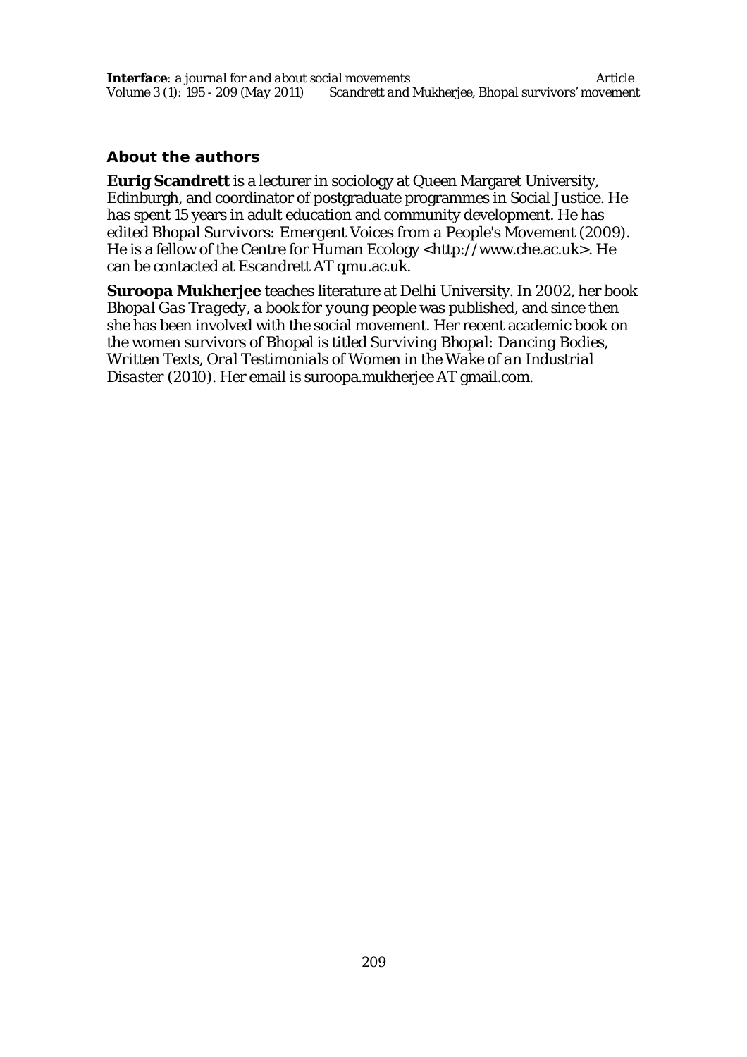## About the authors

**Eurig Scandrett** is a lecturer in sociology at Queen Margaret University, Edinburgh, and coordinator of postgraduate programmes in Social Justice. He has spent 15 years in adult education and community development. He has edited *Bhopal Survivors: Emergent Voices from a People's Movement* (2009). He is a fellow of the Centre for Human Ecology <http://www.che.ac.uk>. He can be contacted at Escandrett AT qmu.ac.uk.

**Suroopa Mukherjee** teaches literature at Delhi University. In 2002, her book *Bhopal Gas Tragedy, a book for young people* was published, and since then she has been involved with the social movement. Her recent academic book on the women survivors of Bhopal is titled *Surviving Bhopal: Dancing Bodies, Written Texts, Oral Testimonials of Women in the Wake of an Industrial Disaster* (2010). Her email is suroopa.mukherjee AT gmail.com.